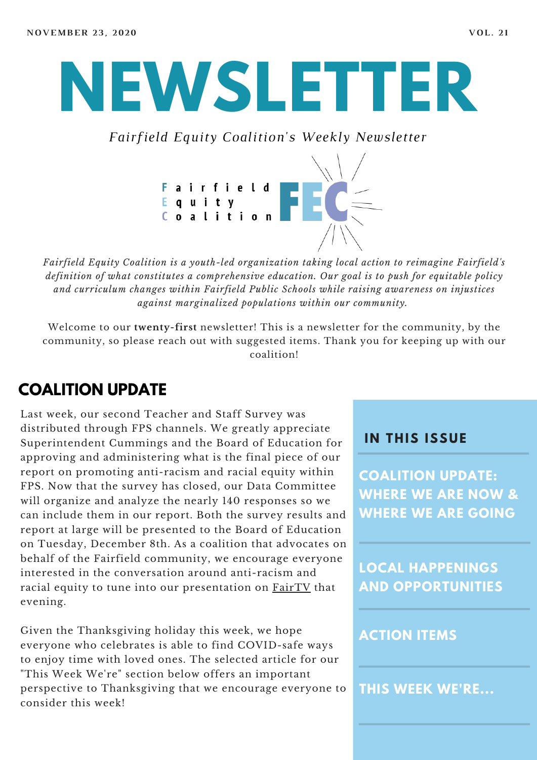NOVEMBER 23, 2020 VOL. 21

# NEWSLETTER

*Fairfield Equity Coalition's Weekly Newsletter*

Fairfield Equity Coalition FEC

*Fairfield Equity Coalition is a youth-led organization taking local action to reimagine Fairfield's definition of what constitutes a comprehensive education. Our goal is to push for equitable policy and curriculum changes within Fairfield Public Schools while raising awareness on injustices against marginalized populations within our community.*

Welcome to our **twenty-first** newsletter! This is a newsletter for the community, by the community, so please reach out with suggested items. Thank you for keeping up with our coalition!

## COALITION UPDATE

Last week, our second Teacher and Staff Survey was distributed through FPS channels. We greatly appreciate Superintendent Cummings and the Board of Education for approving and administering what is the final piece of our report on promoting anti-racism and racial equity within FPS. Now that the survey has closed, our Data Committee will organize and analyze the nearly 140 responses so we can include them in our report. Both the survey results and report at large will be presented to the Board of Education on Tuesday, December 8th. As a coalition that advocates on behalf of the Fairfield community, we encourage everyone interested in the conversation around anti-racism and racial equity to tune into our presentation on FairTV that evening.

Given the Thanksgiving holiday this week, we hope everyone who celebrates is able to find COVID-safe ways to enjoy time with loved ones. The selected article for our "This Week We're" section below offers an important perspective to Thanksgiving that we encourage everyone to consider this week!

### IN THIS ISSUE

- COALITION UPDATE: WHERE WE ARE NOW & WHERE WE ARE GOING
- LOCAL HAPPENINGS AND OPPORTUNITIES
- ACTION ITEMS
- THIS WEEK WE'RE...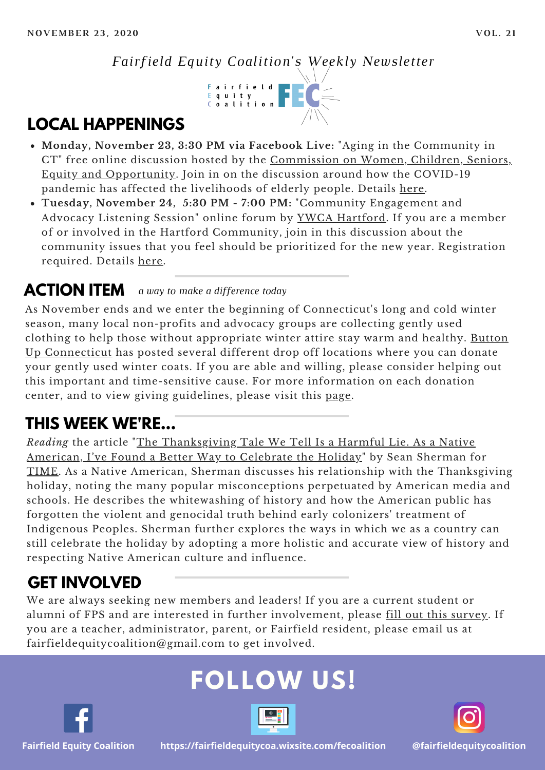NOVEMBER 23, 2020 VOL. 21

*Fairfield Equity Coalition's Weekly Newsletter*

Fairfield Equity Coalition FEC

## LOCAL HAPPENINGS

- **Monday, November 23, 3:30 PM via Facebook Live:** "Aging in the Community in CT" free online discussion hosted by the Commission on Women, Children, Seniors, Equity and Opportunity. Join in on the discussion around how the COVID-19 pandemic has affected the livelihoods of elderly people. Details here.
- **Tuesday, November 24, 5:30 PM - 7:00 PM:** "Community Engagement and Advocacy Listening Session" online forum by YWCA Hartford. If you are a member of or involved in the Hartford Community, join in this discussion about the community issues that you feel should be prioritized for the new year. Registration required. Details here.

## ACTION ITEM *a way to make a difference today*

As November ends and we enter the beginning of Connecticut's long and cold winter season, many local non-profits and advocacy groups are collecting gently used clothing to help those without appropriate winter attire stay warm and healthy. Button Up Connecticut has posted several different drop off locations where you can donate your gently used winter coats. If you are able and willing, please consider helping out this important and time-sensitive cause. For more information on each donation center, and to view giving guidelines, please visit this page.

## THIS WEEK WE'RE...

*Reading* the article "The Thanksgiving Tale We Tell Is a Harmful Lie. As a Native American, I've Found a Better Way to Celebrate the Holiday" by Sean Sherman for TIME. As a Native American, Sherman discusses his relationship with the Thanksgiving holiday, noting the many popular misconceptions perpetuated by American media and schools. He describes the whitewashing of history and how the American public has forgotten the violent and genocidal truth behind early colonizers' treatment of Indigenous Peoples. Sherman further explores the ways in which we as a country can still celebrate the holiday by adopting a more holistic and accurate view of history and respecting Native American culture and influence.

## GET INVOLVED

We are always seeking new members and leaders! If you are a current student or alumni of FPS and are interested in further involvement, please fill out this survey. If you are a teacher, administrator, parent, or Fairfield resident, please email us at fairfieldequitycoalition@gmail.com to get involved.

## FOLLOW US!

Fairfield Equity Coalition

https://fairfieldequitycoa.wixsite.com/fecoalition

@fairfieldequitycoalition